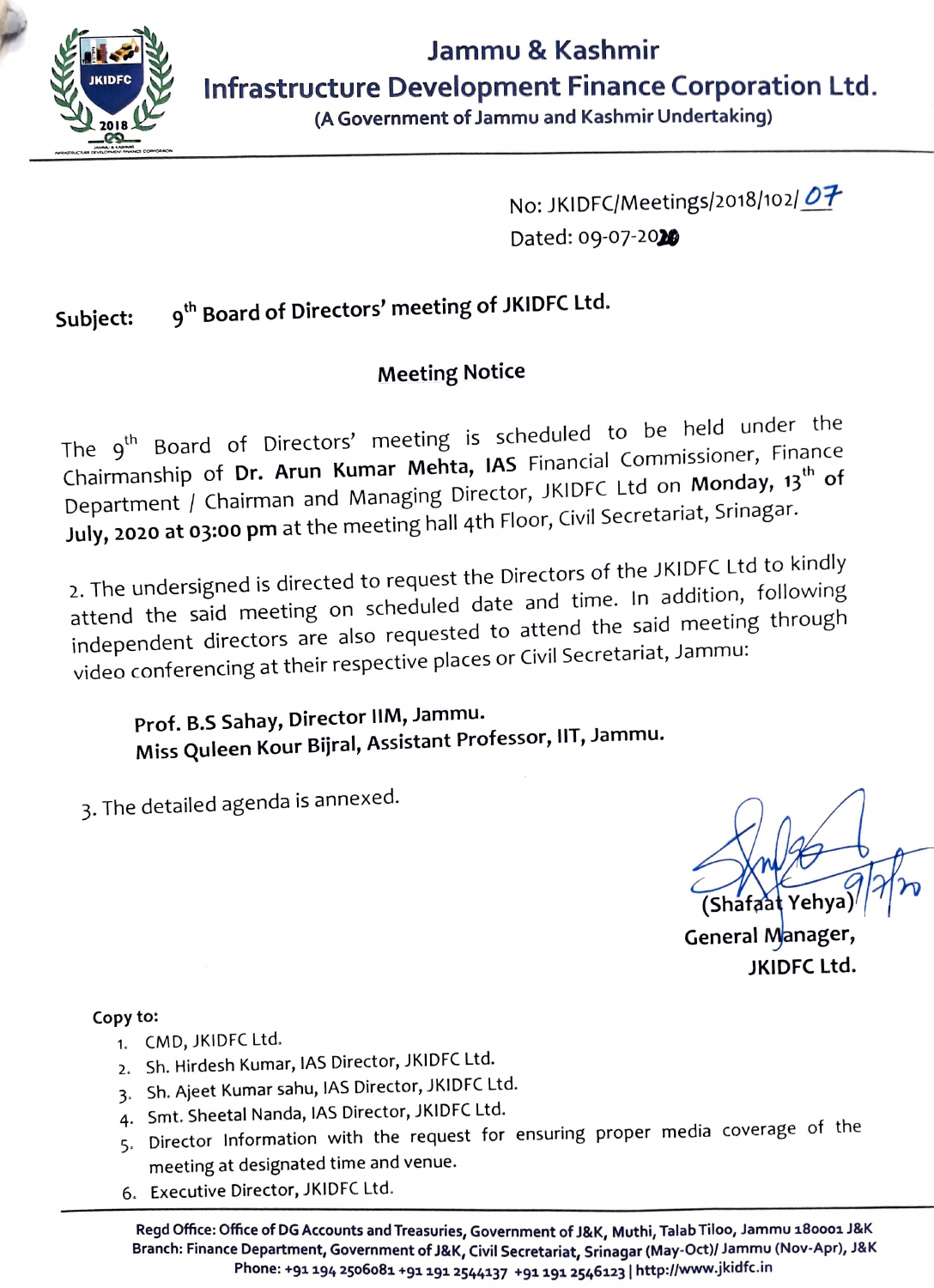# Jammu & Kashmir Infrastructure Development Finance Corporation Ltd.

(A Government of Jammu and Kashmir Undertaking)

No: JKIDFC/Meetings/2018/102/07

Dated: 09-07-2020

**Subject:** 9th Board of Directors' meeting of JKIDFC Ltd.

**Meeting Notice**

The 9th Board of Directors' meeting is scheduled to be held under the Chairmanship of **Dr. Arun Kumar Mehta, IAS** Financial Commissioner, Finance Department / Chairman and Managing Director, JKIDFC Ltd on **Monday, 13th of July, 2020 at 03:00 pm** at the meeting hall 4th Floor, Civil Secretariat, Srinagar.

2. The undersigned is directed to request the Directors of the JKIDFC Ltd to kindly attend the said meeting on scheduled date and time. In addition, following independent directors are also requested to attend the said meeting through video conferencing at their respective places or Civil Secretariat, Jammu:

**Prof. B.S Sahay, Director IIM, Jammu.**
**Miss Quleen Kour Bijral, Assistant Professor, IIT, Jammu.**

3. The detailed agenda is annexed.

9/7/20

(Shafaat Yehya)
General Manager,
JKIDFC Ltd.

Copy to:

1. CMD, JKIDFC Ltd.
2. Sh. Hirdesh Kumar, IAS Director, JKIDFC Ltd.
3. Sh. Ajeet Kumar sahu, IAS Director, JKIDFC Ltd.
4. Smt. Sheetal Nanda, IAS Director, JKIDFC Ltd.
5. Director Information with the request for ensuring proper media coverage of the meeting at designated time and venue.
6. Executive Director, JKIDFC Ltd.

Regd Office: Office of DG Accounts and Treasuries, Government of J&K, Muthi, Talab Tiloo, Jammu 180001 J&K
Branch: Finance Department, Government of J&K, Civil Secretariat, Srinagar (May-Oct)/ Jammu (Nov-Apr), J&K
Phone: +91 194 2506081 +91 191 2544137 +91 191 2546123 | http://www.jkidfc.in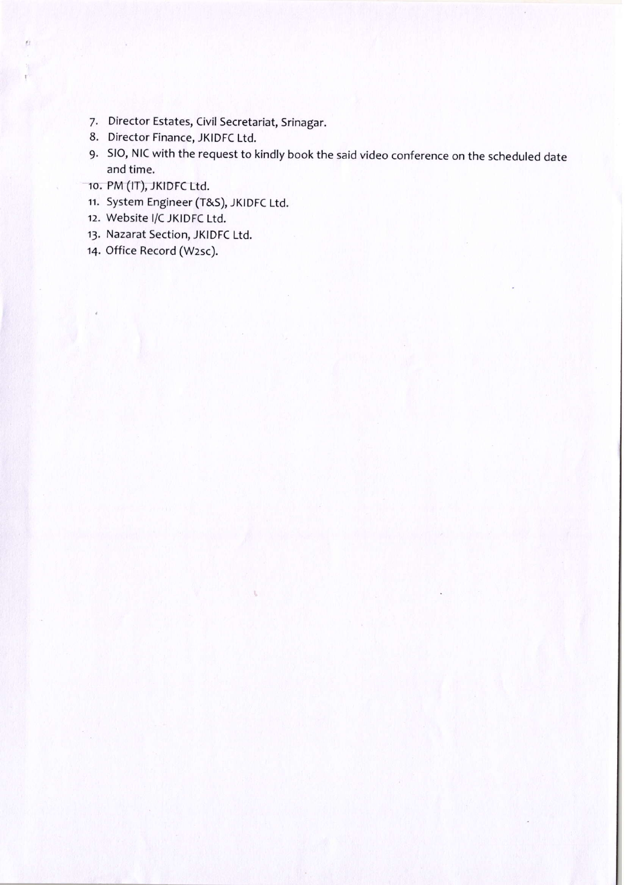7. Director Estates, Civil Secretariat, Srinagar.
8. Director Finance, JKIDFC Ltd.
9. SIO, NIC with the request to kindly book the said video conference on the scheduled date and time.
10. PM (IT), JKIDFC Ltd.
11. System Engineer (T&S), JKIDFC Ltd.
12. Website I/C JKIDFC Ltd.
13. Nazarat Section, JKIDFC Ltd.
14. Office Record (W2sc).